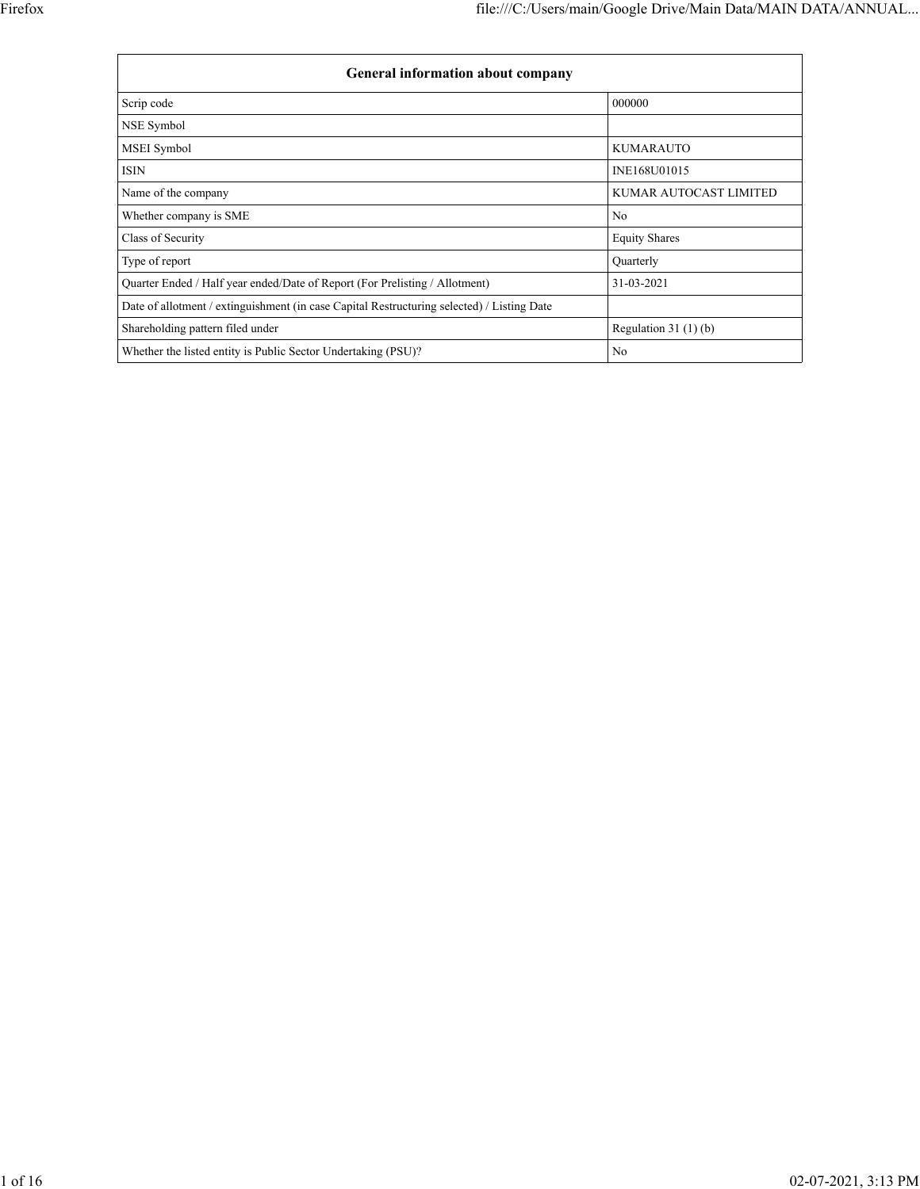| General information about company | |
|---|---|
| Scrip code | 000000 |
| NSE Symbol | |
| MSEI Symbol | KUMARAUTO |
| ISIN | INE168U01015 |
| Name of the company | KUMAR AUTOCAST LIMITED |
| Whether company is SME | No |
| Class of Security | Equity Shares |
| Type of report | Quarterly |
| Quarter Ended / Half year ended/Date of Report (For Prelisting / Allotment) | 31-03-2021 |
| Date of allotment / extinguishment (in case Capital Restructuring selected) / Listing Date | |
| Shareholding pattern filed under | Regulation 31 (1) (b) |
| Whether the listed entity is Public Sector Undertaking (PSU)? | No |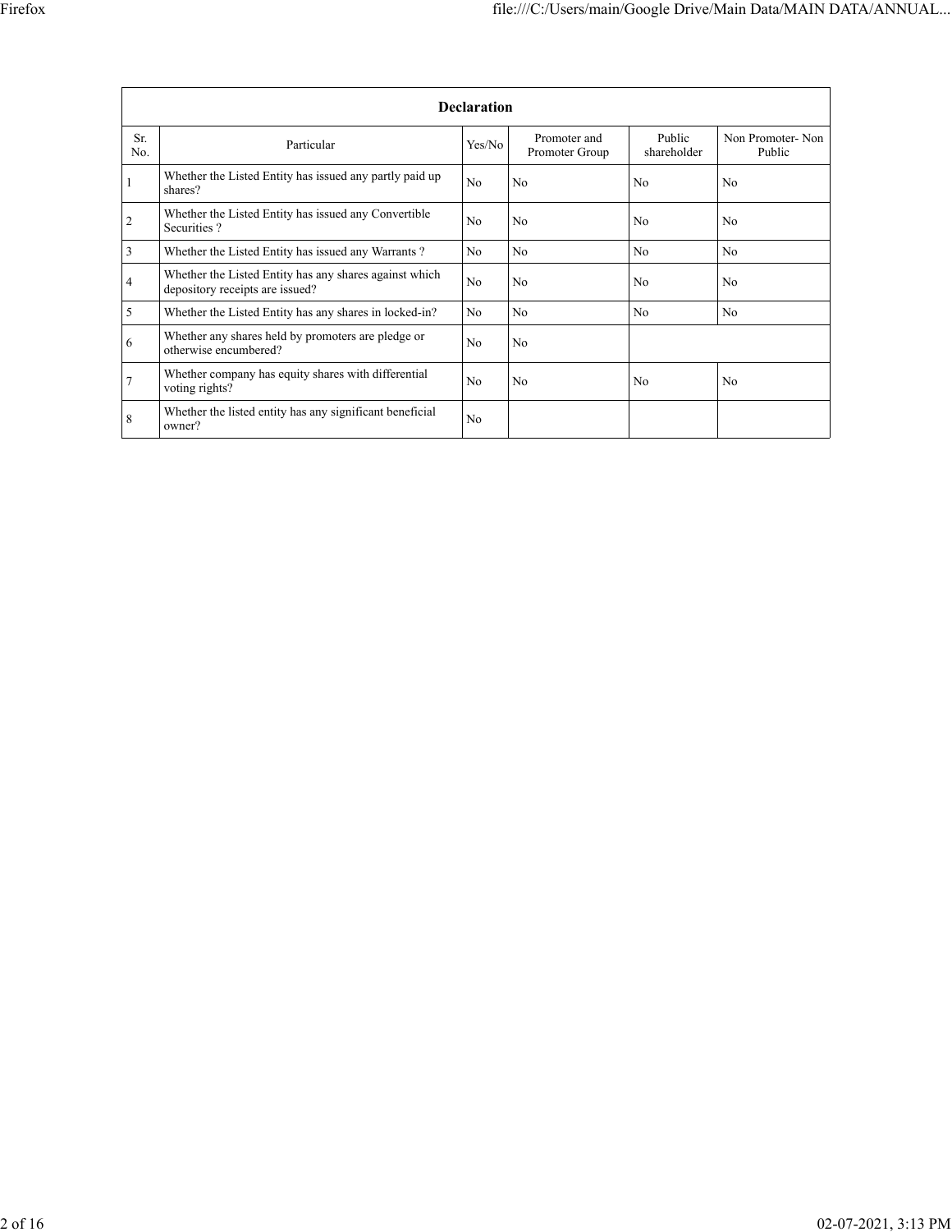| Declaration | | | | | |
|---|---|---|---|---|---|
| Sr. No. | Particular | Yes/No | Promoter and Promoter Group | Public shareholder | Non Promoter- Non Public |
| 1 | Whether the Listed Entity has issued any partly paid up shares? | No | No | No | No |
| 2 | Whether the Listed Entity has issued any Convertible Securities ? | No | No | No | No |
| 3 | Whether the Listed Entity has issued any Warrants ? | No | No | No | No |
| 4 | Whether the Listed Entity has any shares against which depository receipts are issued? | No | No | No | No |
| 5 | Whether the Listed Entity has any shares in locked-in? | No | No | No | No |
| 6 | Whether any shares held by promoters are pledge or otherwise encumbered? | No | No | | |
| 7 | Whether company has equity shares with differential voting rights? | No | No | No | No |
| 8 | Whether the listed entity has any significant beneficial owner? | No | | | |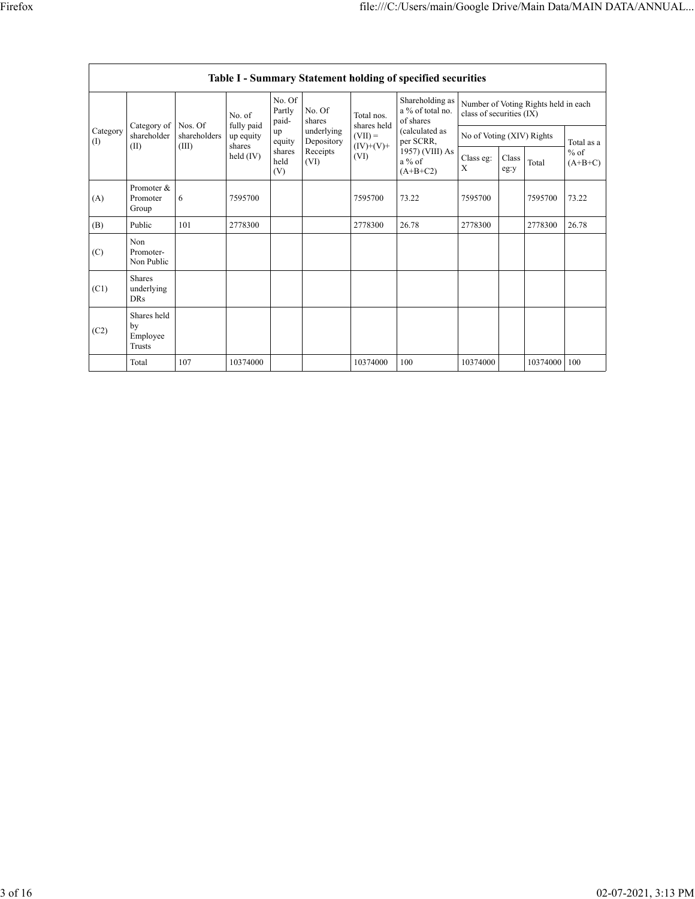## Table I - Summary Statement holding of specified securities

| Category (I) | Category of shareholder (II) | Nos. Of shareholders (III) | No. of fully paid up equity shares held (IV) | No. Of Partly paid-up equity shares held (V) | No. Of shares underlying Depository Receipts (VI) | Total nos. shares held (VII) = (IV)+(V)+ (VI) | Shareholding as a % of total no. of shares (calculated as per SCRR, 1957) (VIII) As a % of (A+B+C2) | Number of Voting Rights held in each class of securities (IX) | | | |
|---|---|---|---|---|---|---|---|---|---|---|---|
| | | | | | | | | No of Voting (XIV) Rights | | | Total as a % of (A+B+C) |
| | | | | | | | | Class eg: X | Class eg:y | Total | |
| (A) | Promoter & Promoter Group | 6 | 7595700 | | | 7595700 | 73.22 | 7595700 | | 7595700 | 73.22 |
| (B) | Public | 101 | 2778300 | | | 2778300 | 26.78 | 2778300 | | 2778300 | 26.78 |
| (C) | Non Promoter- Non Public | | | | | | | | | | |
| (C1) | Shares underlying DRs | | | | | | | | | | |
| (C2) | Shares held by Employee Trusts | | | | | | | | | | |
| | Total | 107 | 10374000 | | | 10374000 | 100 | 10374000 | | 10374000 | 100 |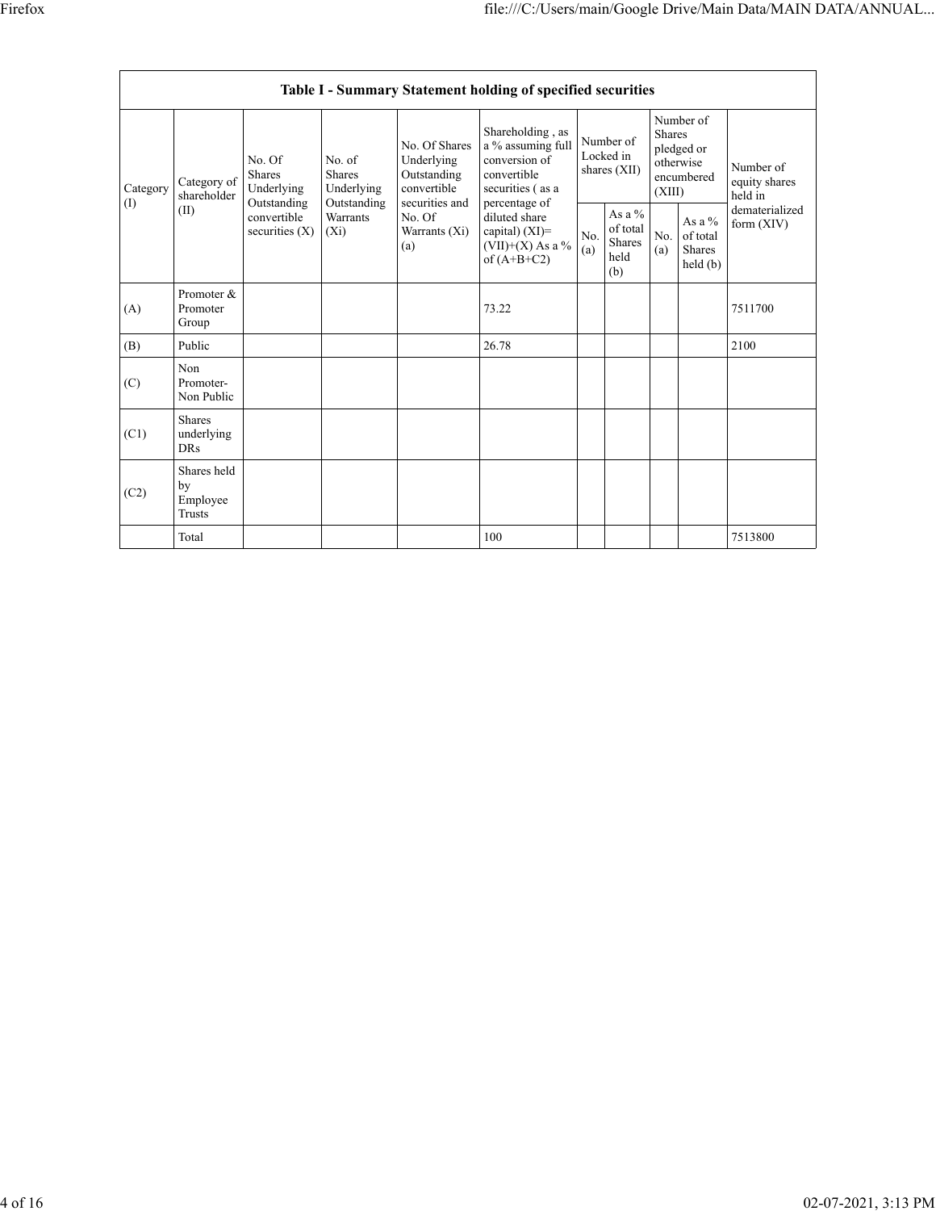| Table I - Summary Statement holding of specified securities | | | | | | | | | | |
|---|---|---|---|---|---|---|---|---|---|---|
| Category (I) | Category of shareholder (II) | No. Of Shares Underlying Outstanding convertible securities (X) | No. of Shares Underlying Outstanding Warrants (Xi) | No. Of Shares Underlying Outstanding convertible securities and No. Of Warrants (Xi) (a) | Shareholding , as a % assuming full conversion of convertible securities ( as a percentage of diluted share capital) (XI)= (VII)+(X) As a % of (A+B+C2) | Number of Locked in shares (XII) | | Number of Shares pledged or otherwise encumbered (XIII) | | Number of equity shares held in dematerialized form (XIV) |
| | | | | | | No. (a) | As a % of total Shares held (b) | No. (a) | As a % of total Shares held (b) | |
| (A) | Promoter & Promoter Group | | | | 73.22 | | | | | 7511700 |
| (B) | Public | | | | 26.78 | | | | | 2100 |
| (C) | Non Promoter- Non Public | | | | | | | | | |
| (C1) | Shares underlying DRs | | | | | | | | | |
| (C2) | Shares held by Employee Trusts | | | | | | | | | |
| | Total | | | | 100 | | | | | 7513800 |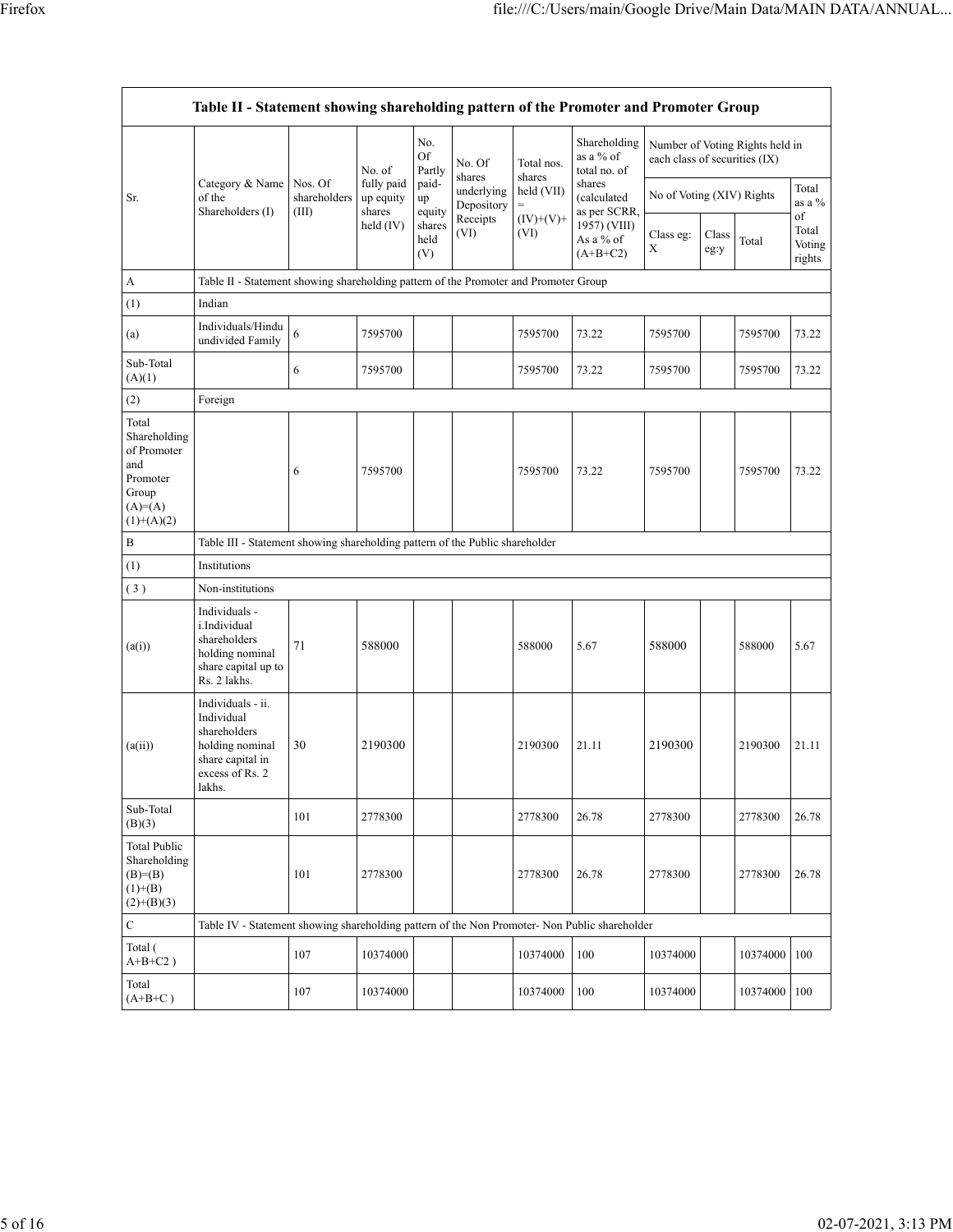| Table II - Statement showing shareholding pattern of the Promoter and Promoter Group | | | | | | | | | | | | |
|---|---|---|---|---|---|---|---|---|---|---|---|---|
| Sr. | Category & Name of the Shareholders (I) | Nos. Of shareholders (III) | No. of fully paid up equity shares held (IV) | No. Of Partly paid-up equity shares held (V) | No. Of shares underlying Depository Receipts (VI) | Total nos. shares held (VII) = (IV)+(V)+ (VI) | Shareholding as a % of total no. of shares (calculated as per SCRR, 1957) (VIII) As a % of (A+B+C2) | Number of Voting Rights held in each class of securities (IX) | | | |
| | | | | | | | | No of Voting (XIV) Rights | | | Total as a % of Total Voting rights |
| | | | | | | | | Class eg: X | Class eg:y | Total | |
| A | Table II - Statement showing shareholding pattern of the Promoter and Promoter Group | | | | | | | | | | |
| (1) | Indian | | | | | | | | | | |
| (a) | Individuals/Hindu undivided Family | 6 | 7595700 | | | 7595700 | 73.22 | 7595700 | | 7595700 | 73.22 |
| Sub-Total (A)(1) | | 6 | 7595700 | | | 7595700 | 73.22 | 7595700 | | 7595700 | 73.22 |
| (2) | Foreign | | | | | | | | | | |
| Total Shareholding of Promoter and Promoter Group (A)=(A)(1)+(A)(2) | | 6 | 7595700 | | | 7595700 | 73.22 | 7595700 | | 7595700 | 73.22 |
| B | Table III - Statement showing shareholding pattern of the Public shareholder | | | | | | | | | | |
| (1) | Institutions | | | | | | | | | | |
| ( 3 ) | Non-institutions | | | | | | | | | | |
| (a(i)) | Individuals - i.Individual shareholders holding nominal share capital up to Rs. 2 lakhs. | 71 | 588000 | | | 588000 | 5.67 | 588000 | | 588000 | 5.67 |
| (a(ii)) | Individuals - ii. Individual shareholders holding nominal share capital in excess of Rs. 2 lakhs. | 30 | 2190300 | | | 2190300 | 21.11 | 2190300 | | 2190300 | 21.11 |
| Sub-Total (B)(3) | | 101 | 2778300 | | | 2778300 | 26.78 | 2778300 | | 2778300 | 26.78 |
| Total Public Shareholding (B)=(B)(1)+(B)(2)+(B)(3) | | 101 | 2778300 | | | 2778300 | 26.78 | 2778300 | | 2778300 | 26.78 |
| C | Table IV - Statement showing shareholding pattern of the Non Promoter- Non Public shareholder | | | | | | | | | | |
| Total ( A+B+C2 ) | | 107 | 10374000 | | | 10374000 | 100 | 10374000 | | 10374000 | 100 |
| Total (A+B+C ) | | 107 | 10374000 | | | 10374000 | 100 | 10374000 | | 10374000 | 100 |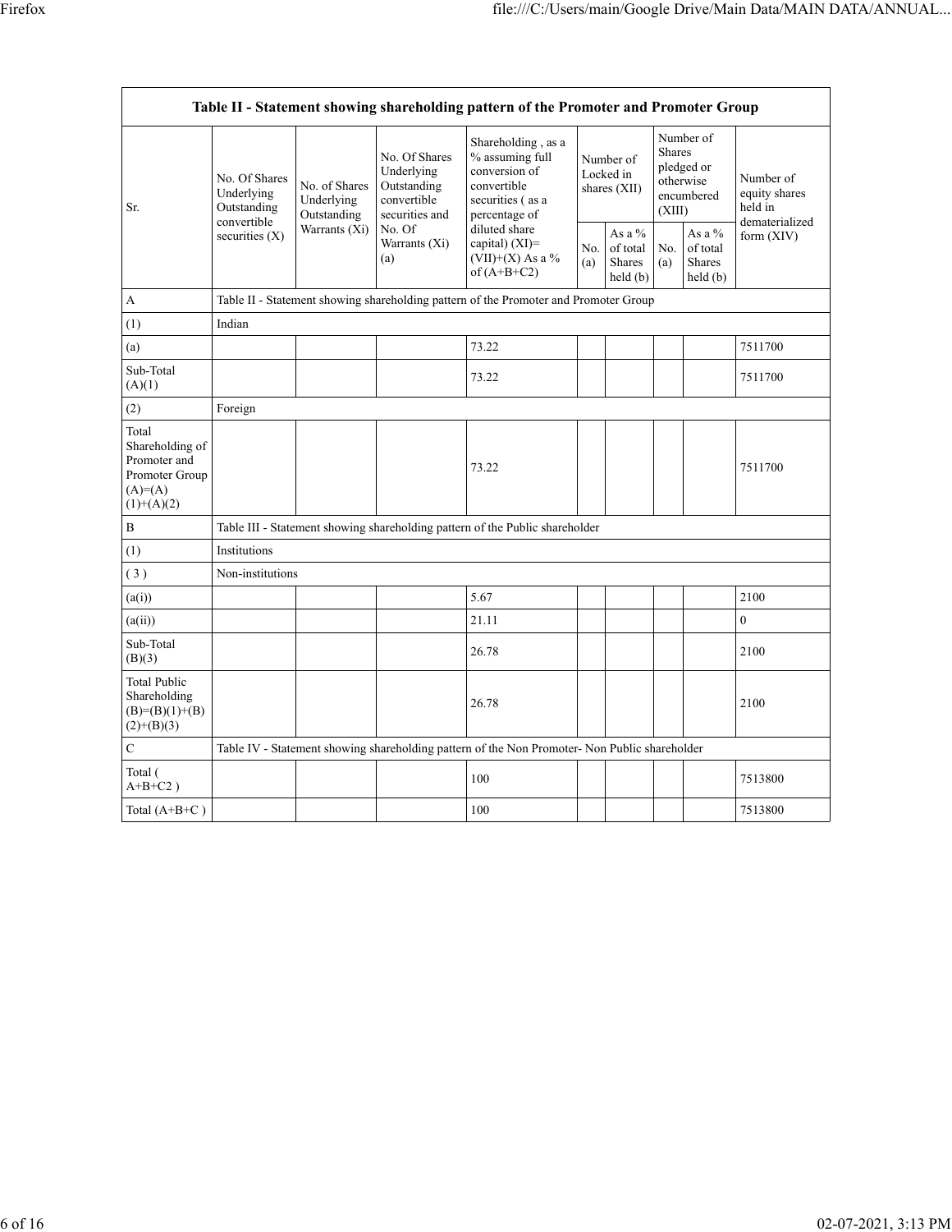| Table II - Statement showing shareholding pattern of the Promoter and Promoter Group | | | | | | | | | |
|---|---|---|---|---|---|---|---|---|---|
| Sr. | No. Of Shares Underlying Outstanding convertible securities (X) | No. of Shares Underlying Outstanding Warrants (Xi) | No. Of Shares Underlying Outstanding convertible securities and No. Of Warrants (Xi) (a) | Shareholding , as a % assuming full conversion of convertible securities ( as a percentage of diluted share capital) (XI)= (VII)+(X) As a % of (A+B+C2) | Number of Locked in shares (XII) | | Number of Shares pledged or otherwise encumbered (XIII) | | Number of equity shares held in dematerialized form (XIV) |
| | | | | | No. (a) | As a % of total Shares held (b) | No. (a) | As a % of total Shares held (b) | |
| A | Table II - Statement showing shareholding pattern of the Promoter and Promoter Group | | | | | | | | |
| (1) | Indian | | | | | | | | |
| (a) | | | | 73.22 | | | | | 7511700 |
| Sub-Total (A)(1) | | | | 73.22 | | | | | 7511700 |
| (2) | Foreign | | | | | | | | |
| Total Shareholding of Promoter and Promoter Group (A)=(A)(1)+(A)(2) | | | | 73.22 | | | | | 7511700 |
| B | Table III - Statement showing shareholding pattern of the Public shareholder | | | | | | | | |
| (1) | Institutions | | | | | | | | |
| ( 3 ) | Non-institutions | | | | | | | | |
| (a(i)) | | | | 5.67 | | | | | 2100 |
| (a(ii)) | | | | 21.11 | | | | | 0 |
| Sub-Total (B)(3) | | | | 26.78 | | | | | 2100 |
| Total Public Shareholding (B)=(B)(1)+(B)(2)+(B)(3) | | | | 26.78 | | | | | 2100 |
| C | Table IV - Statement showing shareholding pattern of the Non Promoter- Non Public shareholder | | | | | | | | |
| Total ( A+B+C2 ) | | | | 100 | | | | | 7513800 |
| Total (A+B+C ) | | | | 100 | | | | | 7513800 |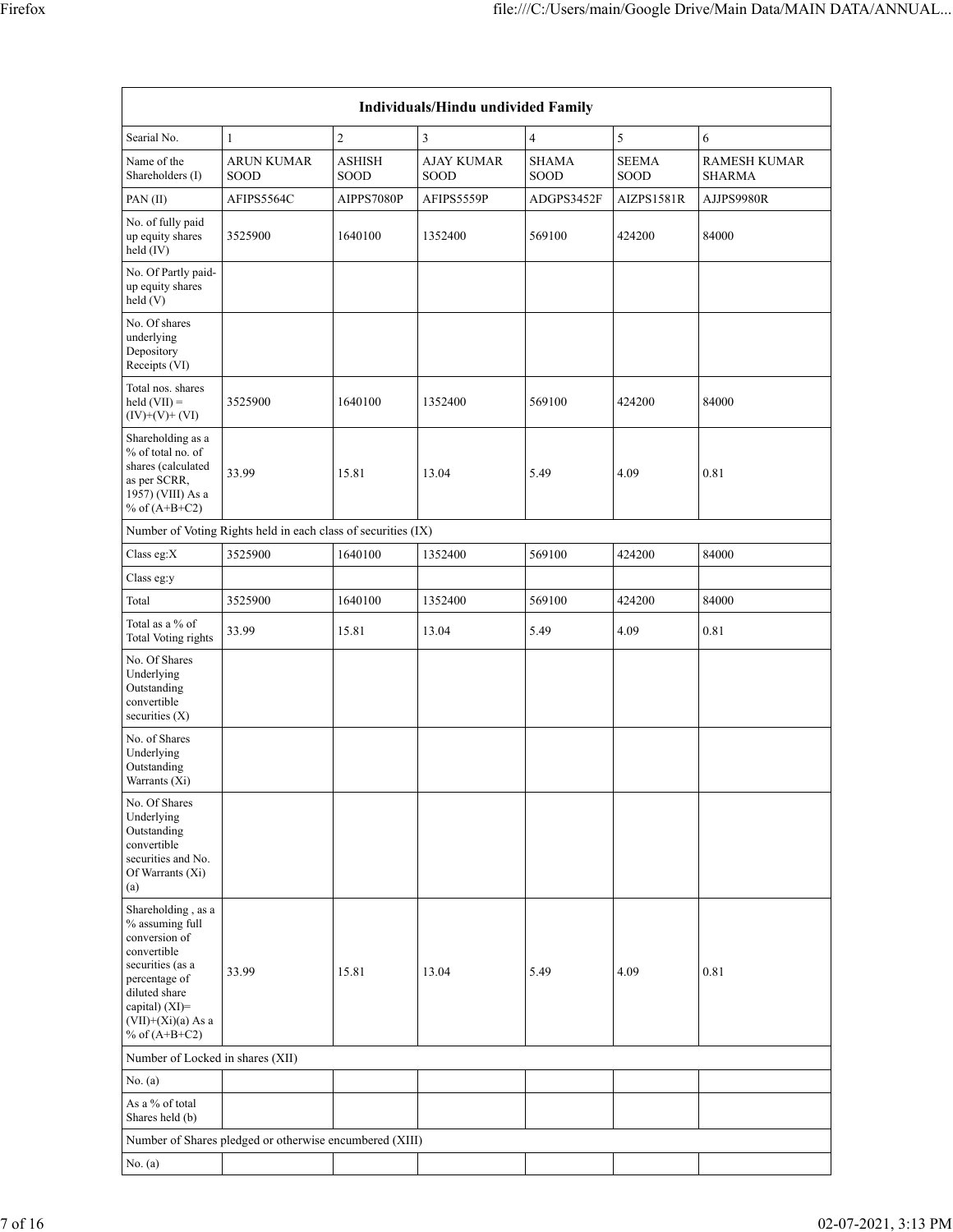| Individuals/Hindu undivided Family | | | | | | |
|---|---|---|---|---|---|---|
| Searial No. | 1 | 2 | 3 | 4 | 5 | 6 |
| Name of the Shareholders (I) | ARUN KUMAR SOOD | ASHISH SOOD | AJAY KUMAR SOOD | SHAMA SOOD | SEEMA SOOD | RAMESH KUMAR SHARMA |
| PAN (II) | AFIPS5564C | AIPPS7080P | AFIPS5559P | ADGPS3452F | AIZPS1581R | AJJPS9980R |
| No. of fully paid up equity shares held (IV) | 3525900 | 1640100 | 1352400 | 569100 | 424200 | 84000 |
| No. Of Partly paid-up equity shares held (V) | | | | | | |
| No. Of shares underlying Depository Receipts (VI) | | | | | | |
| Total nos. shares held (VII) = (IV)+(V)+ (VI) | 3525900 | 1640100 | 1352400 | 569100 | 424200 | 84000 |
| Shareholding as a % of total no. of shares (calculated as per SCRR, 1957) (VIII) As a % of (A+B+C2) | 33.99 | 15.81 | 13.04 | 5.49 | 4.09 | 0.81 |
| Number of Voting Rights held in each class of securities (IX) | | | | | | |
| Class eg:X | 3525900 | 1640100 | 1352400 | 569100 | 424200 | 84000 |
| Class eg:y | | | | | | |
| Total | 3525900 | 1640100 | 1352400 | 569100 | 424200 | 84000 |
| Total as a % of Total Voting rights | 33.99 | 15.81 | 13.04 | 5.49 | 4.09 | 0.81 |
| No. Of Shares Underlying Outstanding convertible securities (X) | | | | | | |
| No. of Shares Underlying Outstanding Warrants (Xi) | | | | | | |
| No. Of Shares Underlying Outstanding convertible securities and No. Of Warrants (Xi) (a) | | | | | | |
| Shareholding , as a % assuming full conversion of convertible securities (as a percentage of diluted share capital) (XI)= (VII)+(Xi)(a) As a % of (A+B+C2) | 33.99 | 15.81 | 13.04 | 5.49 | 4.09 | 0.81 |
| Number of Locked in shares (XII) | | | | | | |
| No. (a) | | | | | | |
| As a % of total Shares held (b) | | | | | | |
| Number of Shares pledged or otherwise encumbered (XIII) | | | | | | |
| No. (a) | | | | | | |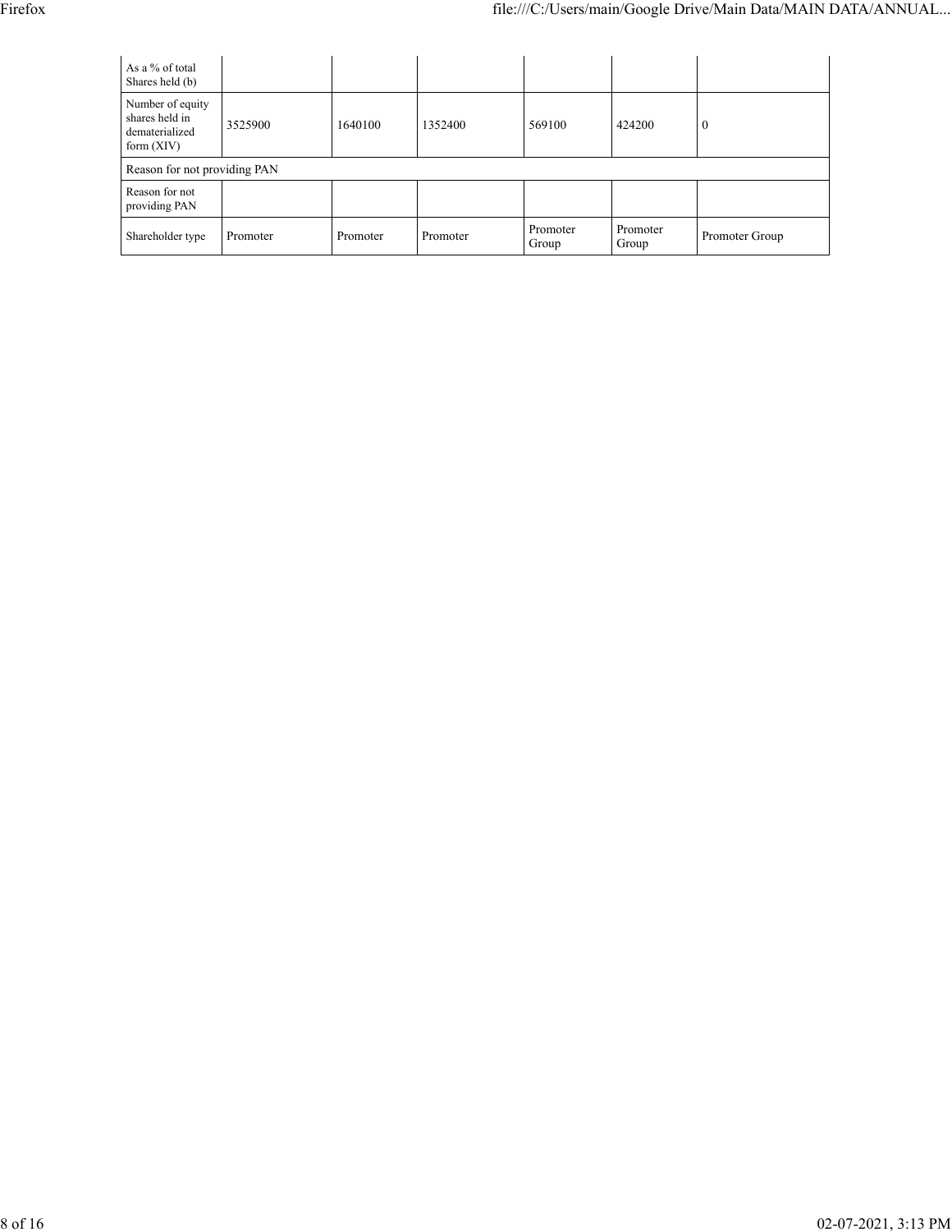| As a % of total Shares held (b) | | | | | | |
|---|---|---|---|---|---|---|
| Number of equity shares held in dematerialized form (XIV) | 3525900 | 1640100 | 1352400 | 569100 | 424200 | 0 |
| Reason for not providing PAN | | | | | | |
| Reason for not providing PAN | | | | | | |
| Shareholder type | Promoter | Promoter | Promoter | Promoter Group | Promoter Group | Promoter Group |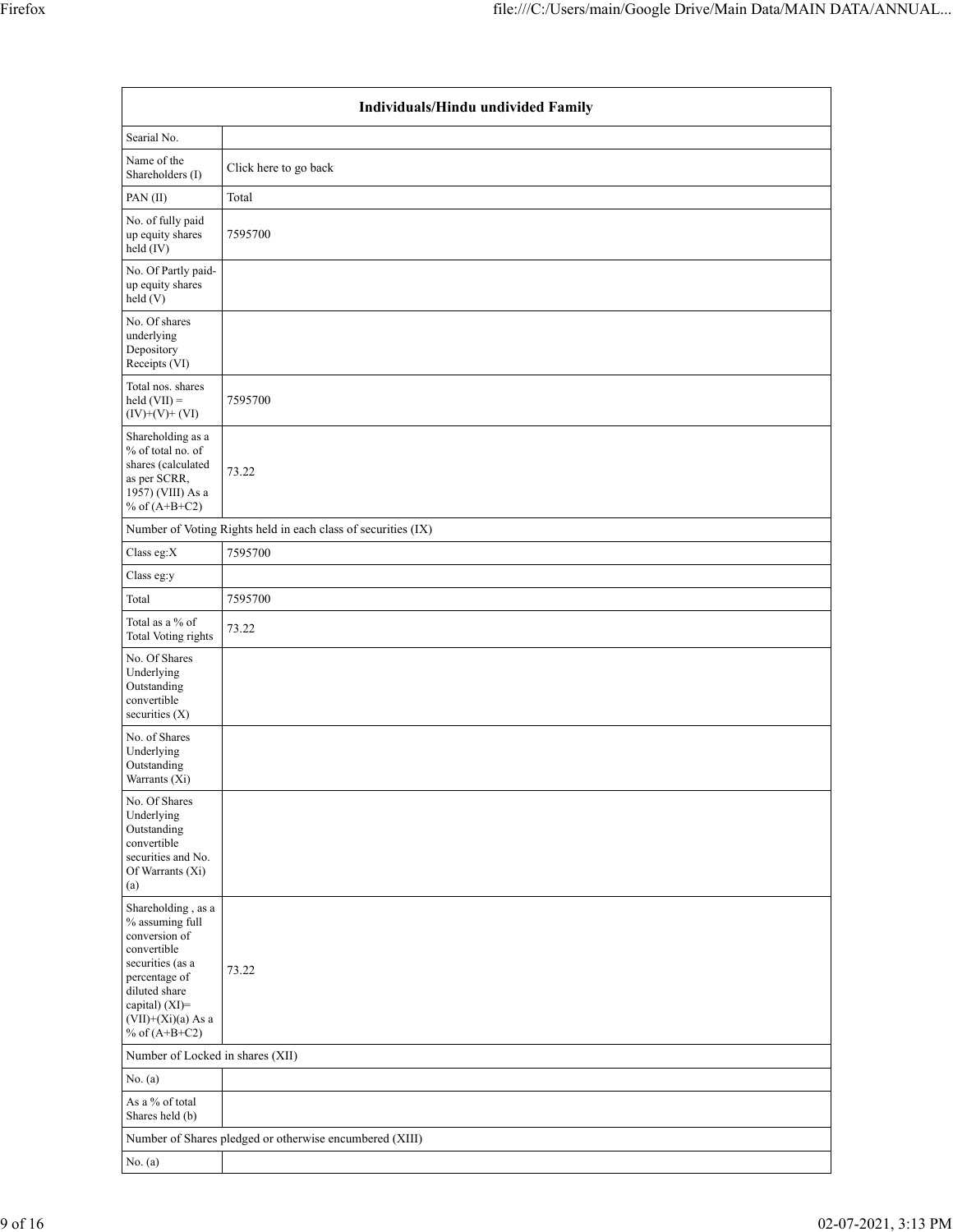| Individuals/Hindu undivided Family | |
|---|---|
| Searial No. | |
| Name of the Shareholders (I) | Click here to go back |
| PAN (II) | Total |
| No. of fully paid up equity shares held (IV) | 7595700 |
| No. Of Partly paid-up equity shares held (V) | |
| No. Of shares underlying Depository Receipts (VI) | |
| Total nos. shares held (VII) = (IV)+(V)+ (VI) | 7595700 |
| Shareholding as a % of total no. of shares (calculated as per SCRR, 1957) (VIII) As a % of (A+B+C2) | 73.22 |
| Number of Voting Rights held in each class of securities (IX) | |
| Class eg:X | 7595700 |
| Class eg:y | |
| Total | 7595700 |
| Total as a % of Total Voting rights | 73.22 |
| No. Of Shares Underlying Outstanding convertible securities (X) | |
| No. of Shares Underlying Outstanding Warrants (Xi) | |
| No. Of Shares Underlying Outstanding convertible securities and No. Of Warrants (Xi) (a) | |
| Shareholding , as a % assuming full conversion of convertible securities (as a percentage of diluted share capital) (XI)= (VII)+(Xi)(a) As a % of (A+B+C2) | 73.22 |
| Number of Locked in shares (XII) | |
| No. (a) | |
| As a % of total Shares held (b) | |
| Number of Shares pledged or otherwise encumbered (XIII) | |
| No. (a) | |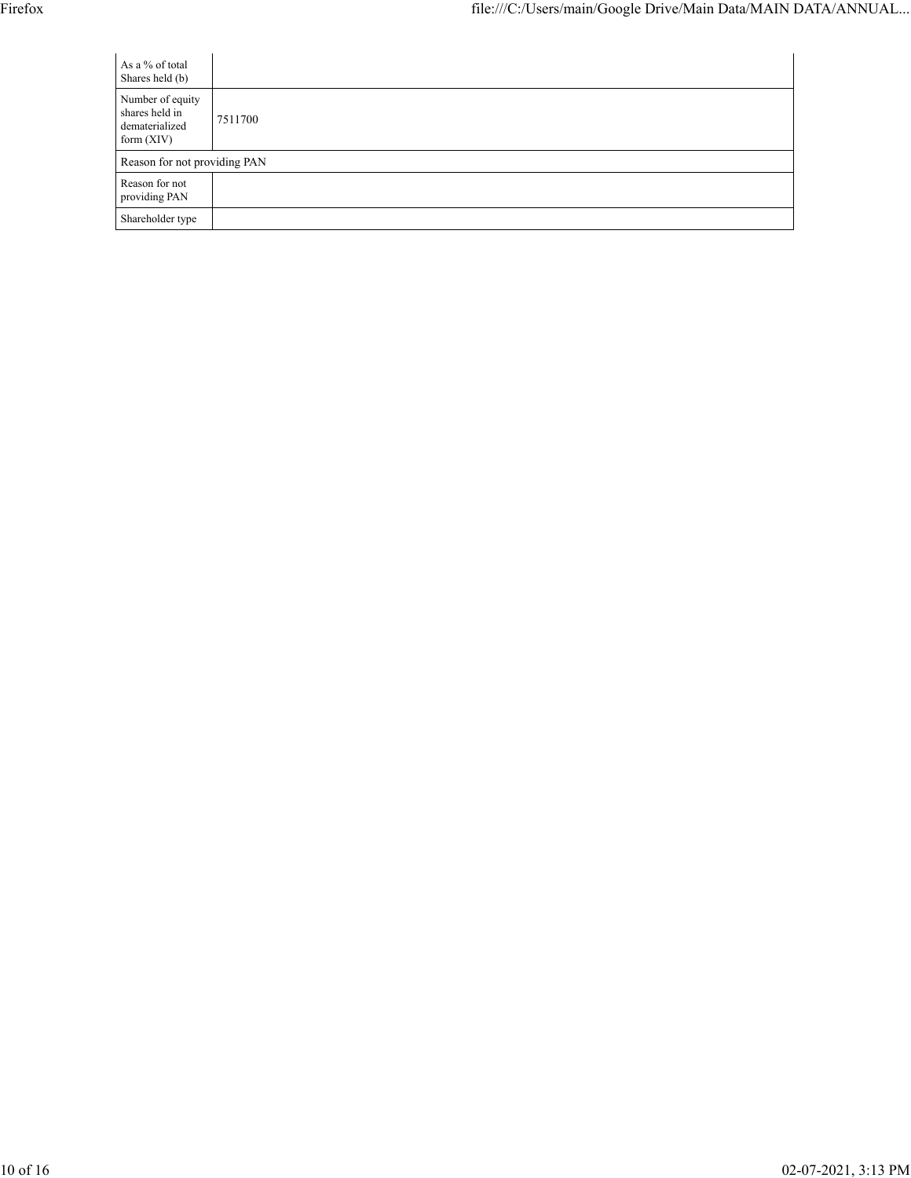| As a % of total Shares held (b) | |
|---|---|
| Number of equity shares held in dematerialized form (XIV) | 7511700 |
| Reason for not providing PAN | |
| Reason for not providing PAN | |
| Shareholder type | |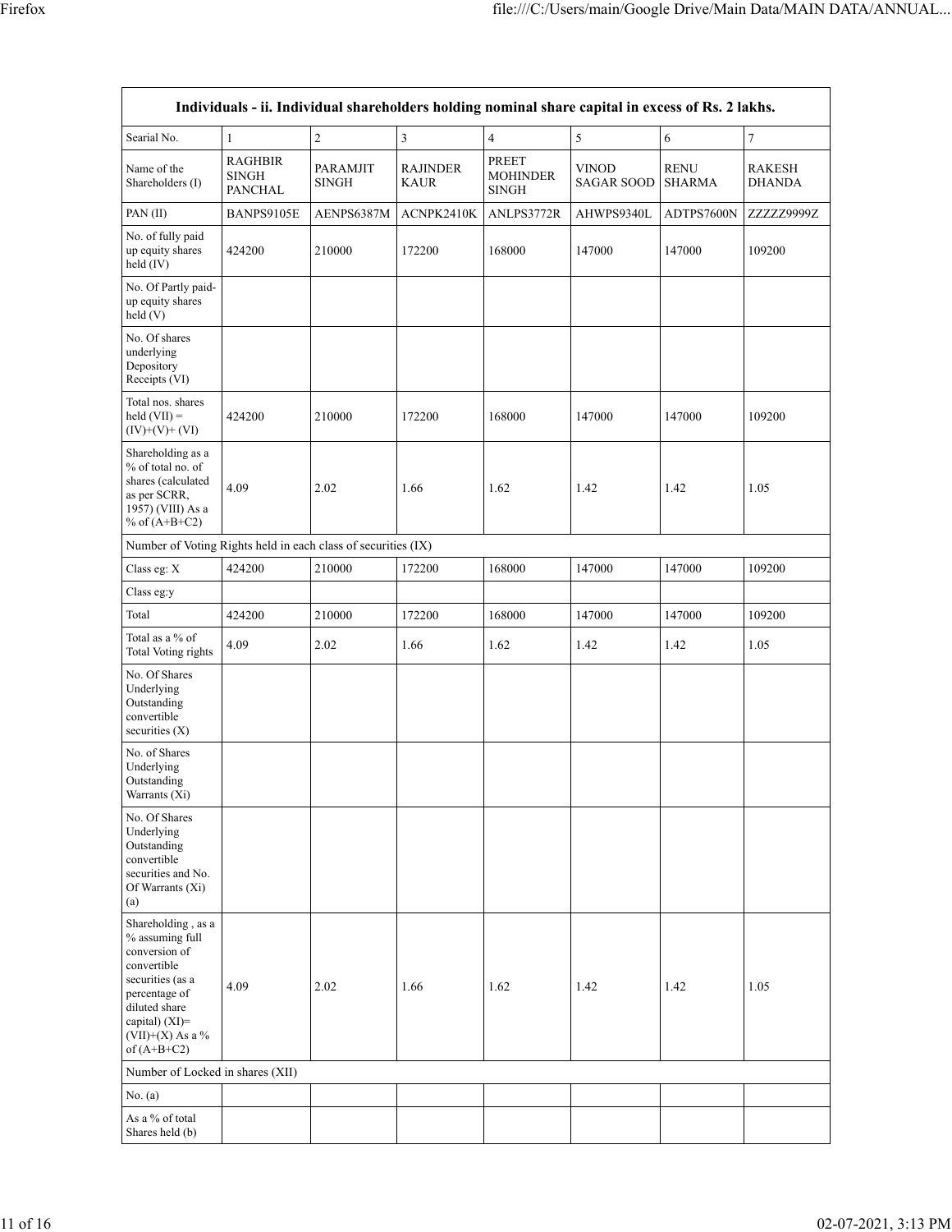| Individuals - ii. Individual shareholders holding nominal share capital in excess of Rs. 2 lakhs. | | | | | | | |
|---|---|---|---|---|---|---|---|
| Searial No. | 1 | 2 | 3 | 4 | 5 | 6 | 7 |
| Name of the Shareholders (I) | RAGHBIR SINGH PANCHAL | PARAMJIT SINGH | RAJINDER KAUR | PREET MOHINDER SINGH | VINOD SAGAR SOOD | RENU SHARMA | RAKESH DHANDA |
| PAN (II) | BANPS9105E | AENPS6387M | ACNPK2410K | ANLPS3772R | AHWPS9340L | ADTPS7600N | ZZZZZ9999Z |
| No. of fully paid up equity shares held (IV) | 424200 | 210000 | 172200 | 168000 | 147000 | 147000 | 109200 |
| No. Of Partly paid-up equity shares held (V) | | | | | | | |
| No. Of shares underlying Depository Receipts (VI) | | | | | | | |
| Total nos. shares held (VII) = (IV)+(V)+ (VI) | 424200 | 210000 | 172200 | 168000 | 147000 | 147000 | 109200 |
| Shareholding as a % of total no. of shares (calculated as per SCRR, 1957) (VIII) As a % of (A+B+C2) | 4.09 | 2.02 | 1.66 | 1.62 | 1.42 | 1.42 | 1.05 |
| Number of Voting Rights held in each class of securities (IX) | | | | | | | |
| Class eg: X | 424200 | 210000 | 172200 | 168000 | 147000 | 147000 | 109200 |
| Class eg:y | | | | | | | |
| Total | 424200 | 210000 | 172200 | 168000 | 147000 | 147000 | 109200 |
| Total as a % of Total Voting rights | 4.09 | 2.02 | 1.66 | 1.62 | 1.42 | 1.42 | 1.05 |
| No. Of Shares Underlying Outstanding convertible securities (X) | | | | | | | |
| No. of Shares Underlying Outstanding Warrants (Xi) | | | | | | | |
| No. Of Shares Underlying Outstanding convertible securities and No. Of Warrants (Xi) (a) | | | | | | | |
| Shareholding , as a % assuming full conversion of convertible securities (as a percentage of diluted share capital) (XI)= (VII)+(X) As a % of (A+B+C2) | 4.09 | 2.02 | 1.66 | 1.62 | 1.42 | 1.42 | 1.05 |
| Number of Locked in shares (XII) | | | | | | | |
| No. (a) | | | | | | | |
| As a % of total Shares held (b) | | | | | | | |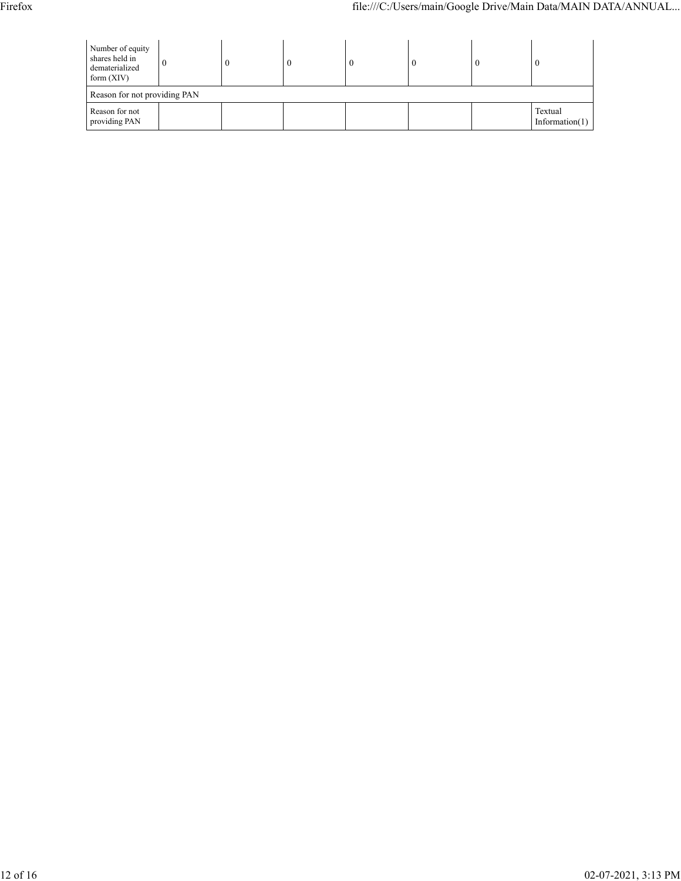| Number of equity shares held in dematerialized form (XIV) | 0 | 0 | 0 | 0 | 0 | 0 | 0 |
|---|---|---|---|---|---|---|---|
| Reason for not providing PAN | | | | | | | |
| Reason for not providing PAN | | | | | | | Textual Information(1) |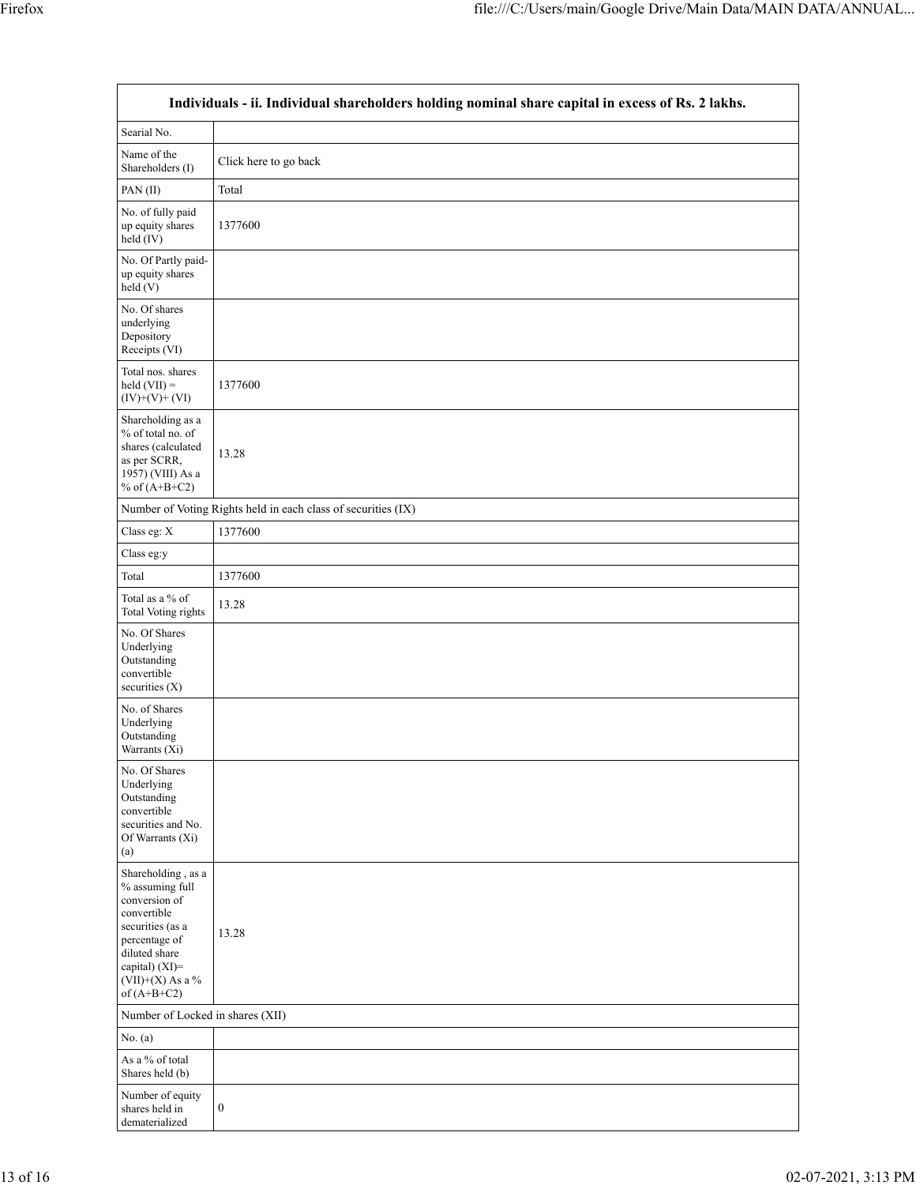| Individuals - ii. Individual shareholders holding nominal share capital in excess of Rs. 2 lakhs. | |
|---|---|
| Searial No. | |
| Name of the Shareholders (I) | Click here to go back |
| PAN (II) | Total |
| No. of fully paid up equity shares held (IV) | 1377600 |
| No. Of Partly paid-up equity shares held (V) | |
| No. Of shares underlying Depository Receipts (VI) | |
| Total nos. shares held (VII) = (IV)+(V)+ (VI) | 1377600 |
| Shareholding as a % of total no. of shares (calculated as per SCRR, 1957) (VIII) As a % of (A+B+C2) | 13.28 |
| Number of Voting Rights held in each class of securities (IX) | |
| Class eg: X | 1377600 |
| Class eg:y | |
| Total | 1377600 |
| Total as a % of Total Voting rights | 13.28 |
| No. Of Shares Underlying Outstanding convertible securities (X) | |
| No. of Shares Underlying Outstanding Warrants (Xi) | |
| No. Of Shares Underlying Outstanding convertible securities and No. Of Warrants (Xi) (a) | |
| Shareholding , as a % assuming full conversion of convertible securities (as a percentage of diluted share capital) (XI)= (VII)+(X) As a % of (A+B+C2) | 13.28 |
| Number of Locked in shares (XII) | |
| No. (a) | |
| As a % of total Shares held (b) | |
| Number of equity shares held in dematerialized | 0 |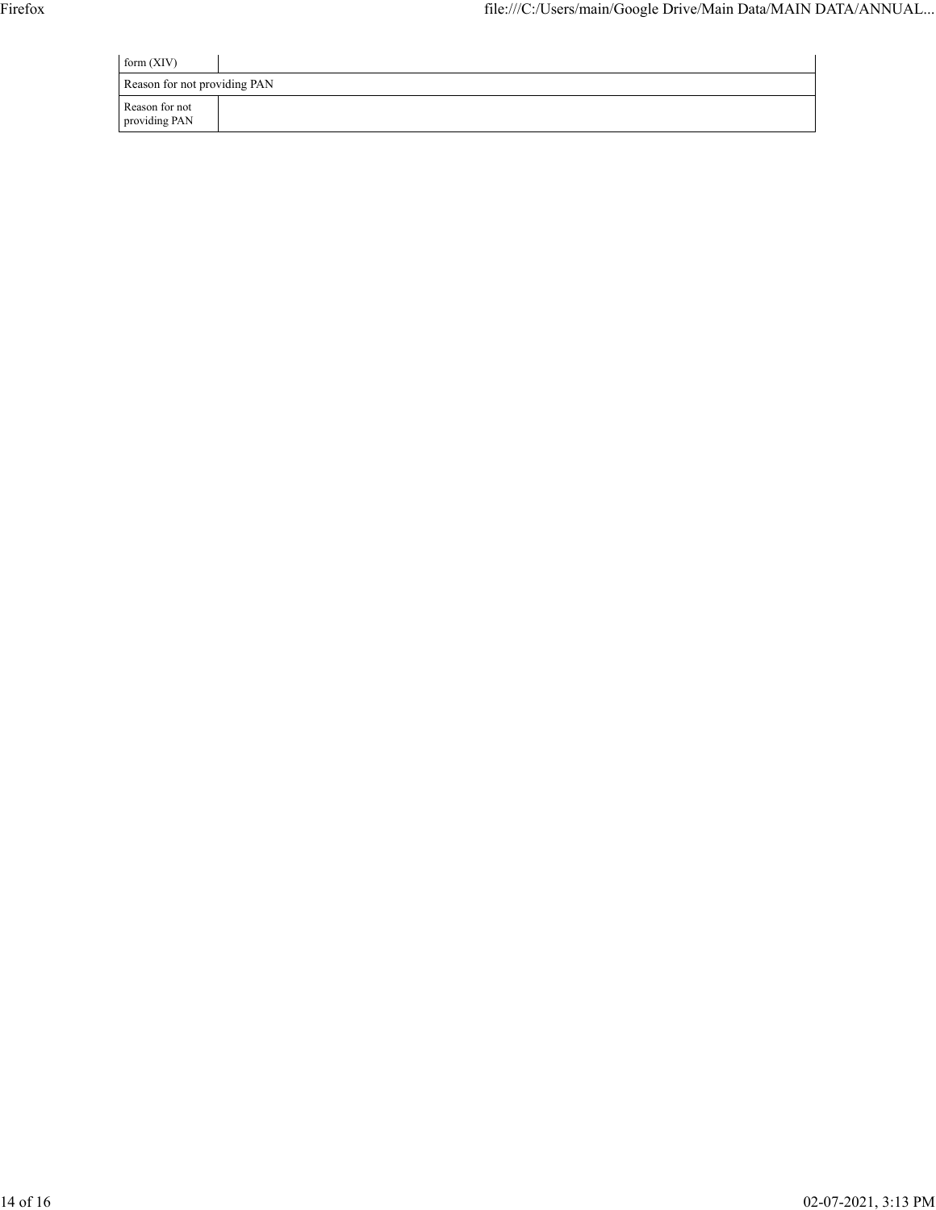| form (XIV) | |
|---|---|
| Reason for not providing PAN | |
| Reason for not providing PAN | |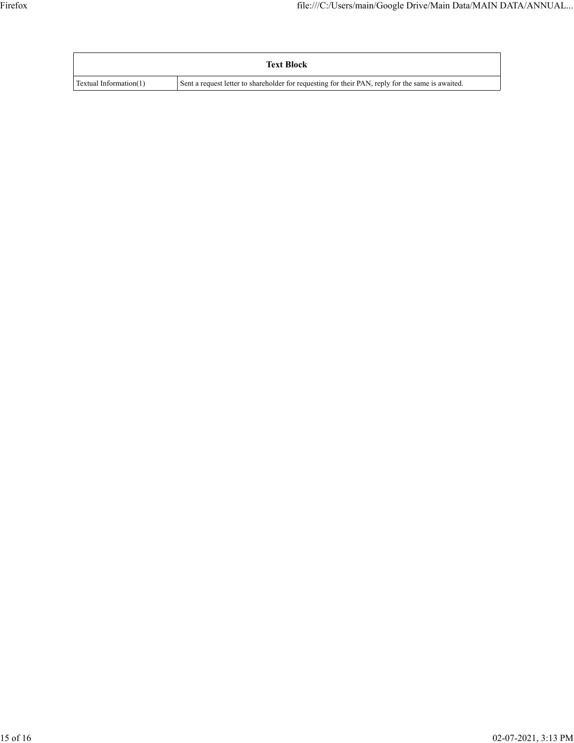| Text Block | |
|---|---|
| Textual Information(1) | Sent a request letter to shareholder for requesting for their PAN, reply for the same is awaited. |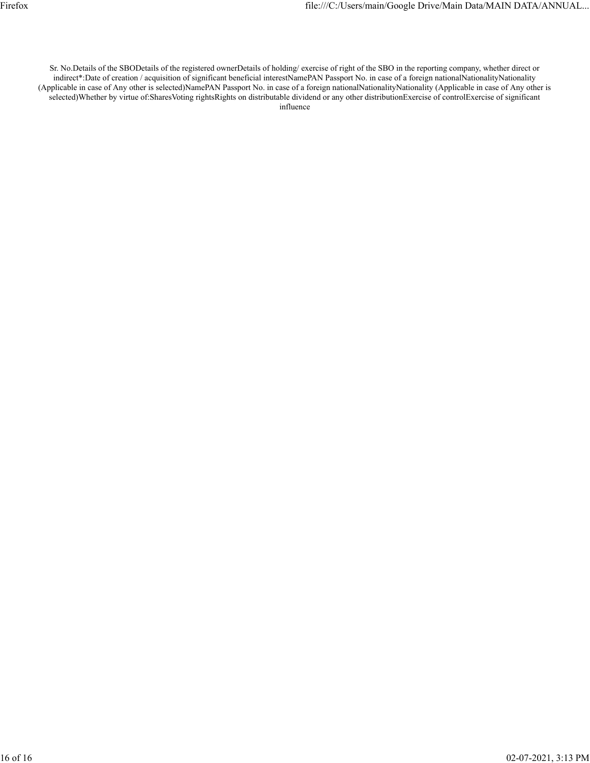Sr. No.Details of the SBODetails of the registered ownerDetails of holding/ exercise of right of the SBO in the reporting company, whether direct or indirect*:Date of creation / acquisition of significant beneficial interestNamePAN Passport No. in case of a foreign nationalNationalityNationality (Applicable in case of Any other is selected)NamePAN Passport No. in case of a foreign nationalNationalityNationality (Applicable in case of Any other is selected)Whether by virtue of:SharesVoting rightsRights on distributable dividend or any other distributionExercise of controlExercise of significant influence